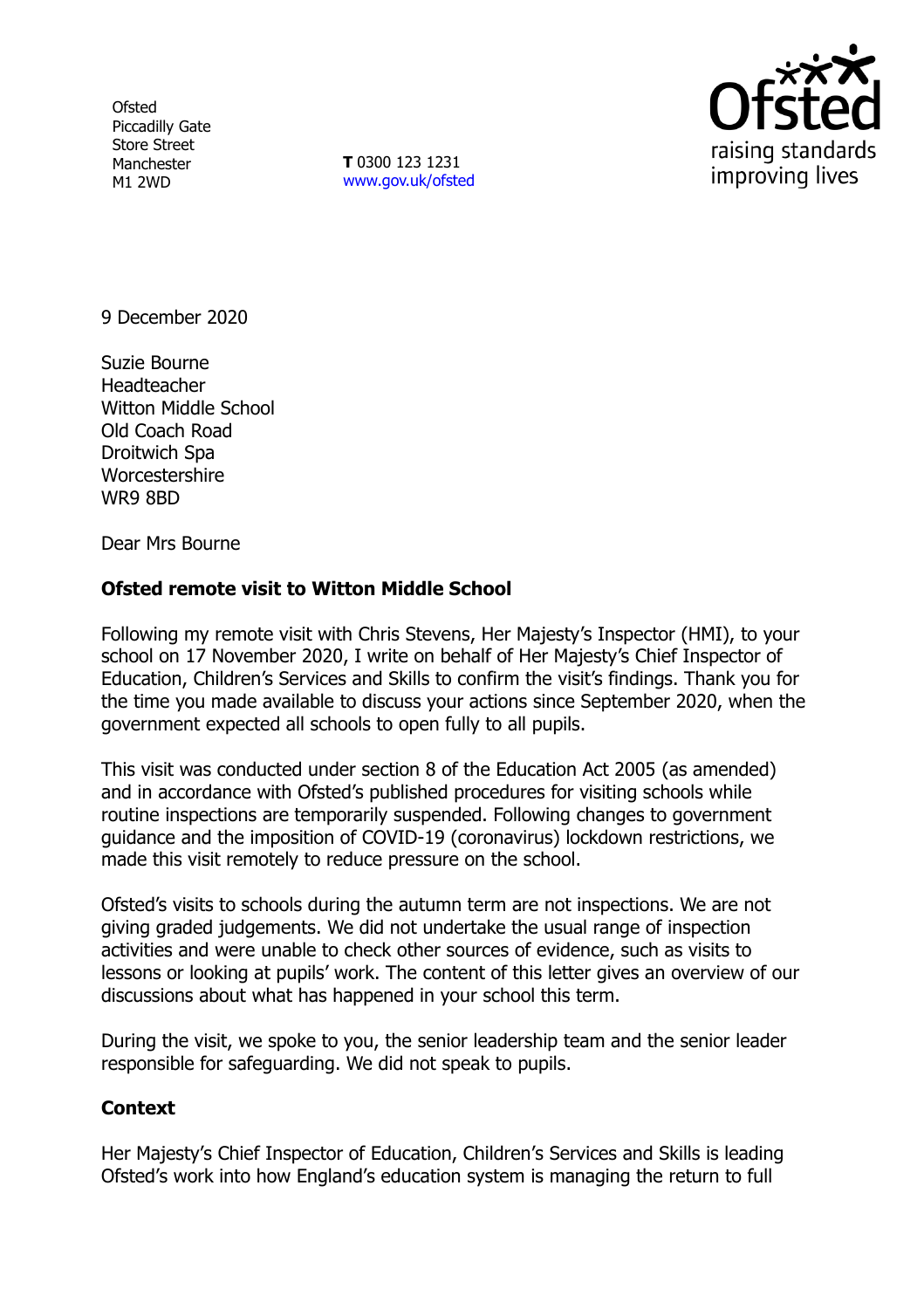Ofsted
Piccadilly Gate
Store Street
Manchester
M1 2WD

**T** 0300 123 1231
www.gov.uk/ofsted

9 December 2020

Suzie Bourne
Headteacher
Witton Middle School
Old Coach Road
Droitwich Spa
Worcestershire
WR9 8BD

Dear Mrs Bourne

**Ofsted remote visit to Witton Middle School**

Following my remote visit with Chris Stevens, Her Majesty's Inspector (HMI), to your school on 17 November 2020, I write on behalf of Her Majesty's Chief Inspector of Education, Children's Services and Skills to confirm the visit's findings. Thank you for the time you made available to discuss your actions since September 2020, when the government expected all schools to open fully to all pupils.

This visit was conducted under section 8 of the Education Act 2005 (as amended) and in accordance with Ofsted's published procedures for visiting schools while routine inspections are temporarily suspended. Following changes to government guidance and the imposition of COVID-19 (coronavirus) lockdown restrictions, we made this visit remotely to reduce pressure on the school.

Ofsted's visits to schools during the autumn term are not inspections. We are not giving graded judgements. We did not undertake the usual range of inspection activities and were unable to check other sources of evidence, such as visits to lessons or looking at pupils' work. The content of this letter gives an overview of our discussions about what has happened in your school this term.

During the visit, we spoke to you, the senior leadership team and the senior leader responsible for safeguarding. We did not speak to pupils.

**Context**

Her Majesty's Chief Inspector of Education, Children's Services and Skills is leading Ofsted's work into how England's education system is managing the return to full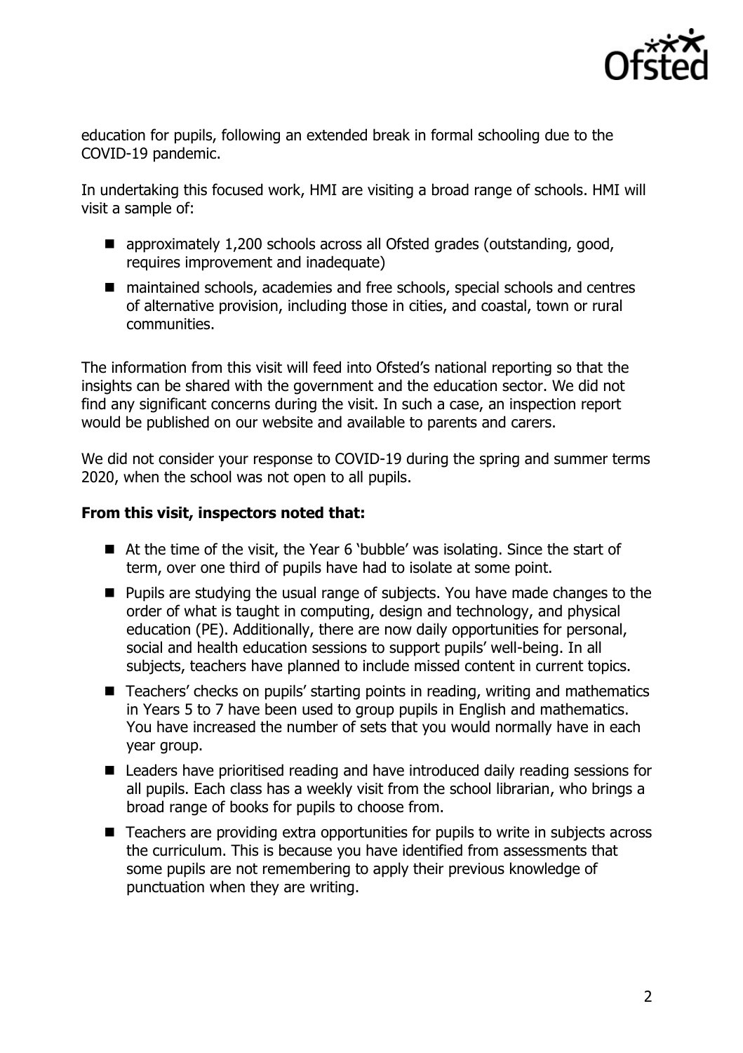education for pupils, following an extended break in formal schooling due to the COVID-19 pandemic.

In undertaking this focused work, HMI are visiting a broad range of schools. HMI will visit a sample of:

- approximately 1,200 schools across all Ofsted grades (outstanding, good, requires improvement and inadequate)
- maintained schools, academies and free schools, special schools and centres of alternative provision, including those in cities, and coastal, town or rural communities.

The information from this visit will feed into Ofsted's national reporting so that the insights can be shared with the government and the education sector. We did not find any significant concerns during the visit. In such a case, an inspection report would be published on our website and available to parents and carers.

We did not consider your response to COVID-19 during the spring and summer terms 2020, when the school was not open to all pupils.

**From this visit, inspectors noted that:**

- At the time of the visit, the Year 6 'bubble' was isolating. Since the start of term, over one third of pupils have had to isolate at some point.
- Pupils are studying the usual range of subjects. You have made changes to the order of what is taught in computing, design and technology, and physical education (PE). Additionally, there are now daily opportunities for personal, social and health education sessions to support pupils' well-being. In all subjects, teachers have planned to include missed content in current topics.
- Teachers' checks on pupils' starting points in reading, writing and mathematics in Years 5 to 7 have been used to group pupils in English and mathematics. You have increased the number of sets that you would normally have in each year group.
- Leaders have prioritised reading and have introduced daily reading sessions for all pupils. Each class has a weekly visit from the school librarian, who brings a broad range of books for pupils to choose from.
- Teachers are providing extra opportunities for pupils to write in subjects across the curriculum. This is because you have identified from assessments that some pupils are not remembering to apply their previous knowledge of punctuation when they are writing.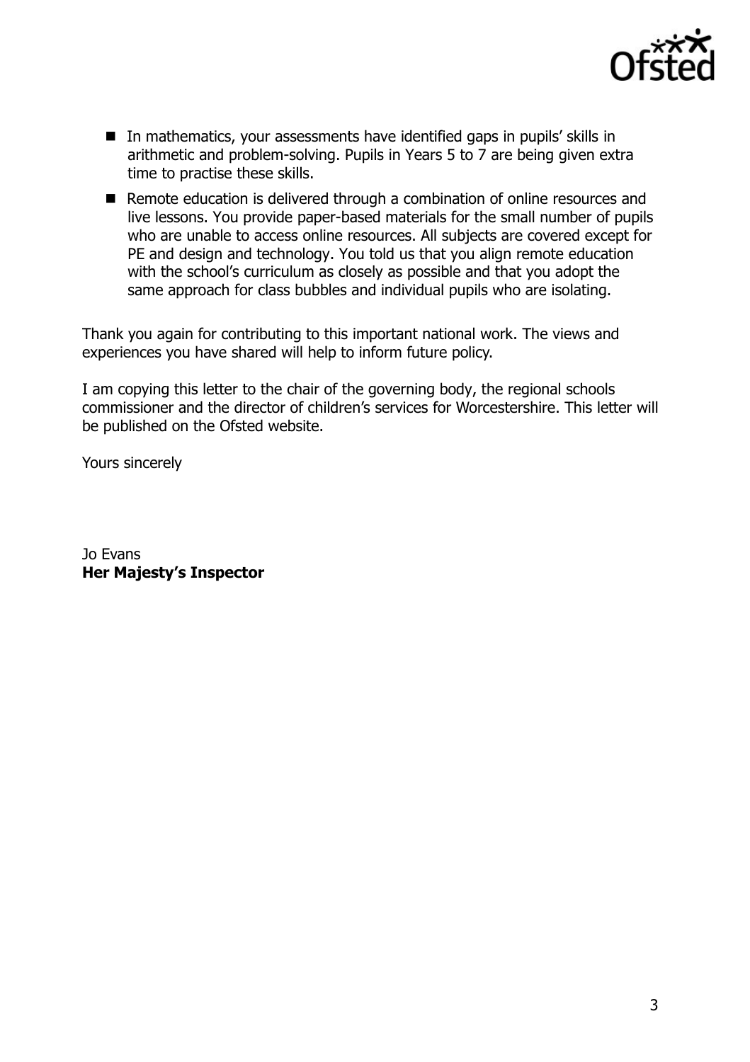- In mathematics, your assessments have identified gaps in pupils' skills in arithmetic and problem-solving. Pupils in Years 5 to 7 are being given extra time to practise these skills.
- Remote education is delivered through a combination of online resources and live lessons. You provide paper-based materials for the small number of pupils who are unable to access online resources. All subjects are covered except for PE and design and technology. You told us that you align remote education with the school's curriculum as closely as possible and that you adopt the same approach for class bubbles and individual pupils who are isolating.

Thank you again for contributing to this important national work. The views and experiences you have shared will help to inform future policy.

I am copying this letter to the chair of the governing body, the regional schools commissioner and the director of children's services for Worcestershire. This letter will be published on the Ofsted website.

Yours sincerely

Jo Evans
**Her Majesty's Inspector**